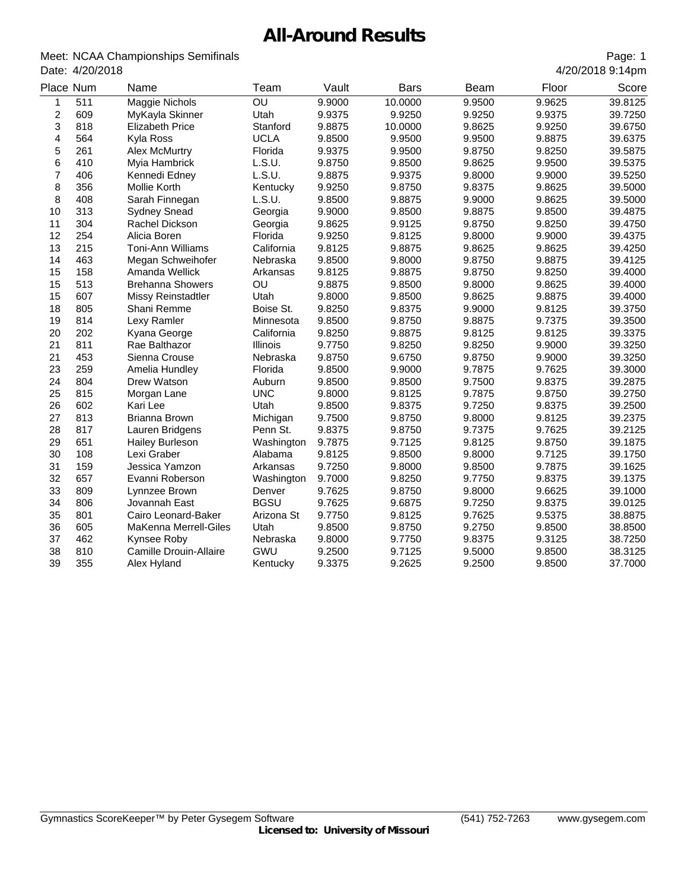# All-Around Results

Meet: NCAA Championships Semifinals
Date: 4/20/2018

4/20/2018 9:14pm

| Place | Num | Name | Team | Vault | Bars | Beam | Floor | Score |
|---|---|---|---|---|---|---|---|---|
| 1 | 511 | Maggie Nichols | OU | 9.9000 | 10.0000 | 9.9500 | 9.9625 | 39.8125 |
| 2 | 609 | MyKayla Skinner | Utah | 9.9375 | 9.9250 | 9.9250 | 9.9375 | 39.7250 |
| 3 | 818 | Elizabeth Price | Stanford | 9.8875 | 10.0000 | 9.8625 | 9.9250 | 39.6750 |
| 4 | 564 | Kyla Ross | UCLA | 9.8500 | 9.9500 | 9.9500 | 9.8875 | 39.6375 |
| 5 | 261 | Alex McMurtry | Florida | 9.9375 | 9.9500 | 9.8750 | 9.8250 | 39.5875 |
| 6 | 410 | Myia Hambrick | L.S.U. | 9.8750 | 9.8500 | 9.8625 | 9.9500 | 39.5375 |
| 7 | 406 | Kennedi Edney | L.S.U. | 9.8875 | 9.9375 | 9.8000 | 9.9000 | 39.5250 |
| 8 | 356 | Mollie Korth | Kentucky | 9.9250 | 9.8750 | 9.8375 | 9.8625 | 39.5000 |
| 8 | 408 | Sarah Finnegan | L.S.U. | 9.8500 | 9.8875 | 9.9000 | 9.8625 | 39.5000 |
| 10 | 313 | Sydney Snead | Georgia | 9.9000 | 9.8500 | 9.8875 | 9.8500 | 39.4875 |
| 11 | 304 | Rachel Dickson | Georgia | 9.8625 | 9.9125 | 9.8750 | 9.8250 | 39.4750 |
| 12 | 254 | Alicia Boren | Florida | 9.9250 | 9.8125 | 9.8000 | 9.9000 | 39.4375 |
| 13 | 215 | Toni-Ann Williams | California | 9.8125 | 9.8875 | 9.8625 | 9.8625 | 39.4250 |
| 14 | 463 | Megan Schweihofer | Nebraska | 9.8500 | 9.8000 | 9.8750 | 9.8875 | 39.4125 |
| 15 | 158 | Amanda Wellick | Arkansas | 9.8125 | 9.8875 | 9.8750 | 9.8250 | 39.4000 |
| 15 | 513 | Brehanna Showers | OU | 9.8875 | 9.8500 | 9.8000 | 9.8625 | 39.4000 |
| 15 | 607 | Missy Reinstadtler | Utah | 9.8000 | 9.8500 | 9.8625 | 9.8875 | 39.4000 |
| 18 | 805 | Shani Remme | Boise St. | 9.8250 | 9.8375 | 9.9000 | 9.8125 | 39.3750 |
| 19 | 814 | Lexy Ramler | Minnesota | 9.8500 | 9.8750 | 9.8875 | 9.7375 | 39.3500 |
| 20 | 202 | Kyana George | California | 9.8250 | 9.8875 | 9.8125 | 9.8125 | 39.3375 |
| 21 | 811 | Rae Balthazor | Illinois | 9.7750 | 9.8250 | 9.8250 | 9.9000 | 39.3250 |
| 21 | 453 | Sienna Crouse | Nebraska | 9.8750 | 9.6750 | 9.8750 | 9.9000 | 39.3250 |
| 23 | 259 | Amelia Hundley | Florida | 9.8500 | 9.9000 | 9.7875 | 9.7625 | 39.3000 |
| 24 | 804 | Drew Watson | Auburn | 9.8500 | 9.8500 | 9.7500 | 9.8375 | 39.2875 |
| 25 | 815 | Morgan Lane | UNC | 9.8000 | 9.8125 | 9.7875 | 9.8750 | 39.2750 |
| 26 | 602 | Kari Lee | Utah | 9.8500 | 9.8375 | 9.7250 | 9.8375 | 39.2500 |
| 27 | 813 | Brianna Brown | Michigan | 9.7500 | 9.8750 | 9.8000 | 9.8125 | 39.2375 |
| 28 | 817 | Lauren Bridgens | Penn St. | 9.8375 | 9.8750 | 9.7375 | 9.7625 | 39.2125 |
| 29 | 651 | Hailey Burleson | Washington | 9.7875 | 9.7125 | 9.8125 | 9.8750 | 39.1875 |
| 30 | 108 | Lexi Graber | Alabama | 9.8125 | 9.8500 | 9.8000 | 9.7125 | 39.1750 |
| 31 | 159 | Jessica Yamzon | Arkansas | 9.7250 | 9.8000 | 9.8500 | 9.7875 | 39.1625 |
| 32 | 657 | Evanni Roberson | Washington | 9.7000 | 9.8250 | 9.7750 | 9.8375 | 39.1375 |
| 33 | 809 | Lynnzee Brown | Denver | 9.7625 | 9.8750 | 9.8000 | 9.6625 | 39.1000 |
| 34 | 806 | Jovannah East | BGSU | 9.7625 | 9.6875 | 9.7250 | 9.8375 | 39.0125 |
| 35 | 801 | Cairo Leonard-Baker | Arizona St | 9.7750 | 9.8125 | 9.7625 | 9.5375 | 38.8875 |
| 36 | 605 | MaKenna Merrell-Giles | Utah | 9.8500 | 9.8750 | 9.2750 | 9.8500 | 38.8500 |
| 37 | 462 | Kynsee Roby | Nebraska | 9.8000 | 9.7750 | 9.8375 | 9.3125 | 38.7250 |
| 38 | 810 | Camille Drouin-Allaire | GWU | 9.2500 | 9.7125 | 9.5000 | 9.8500 | 38.3125 |
| 39 | 355 | Alex Hyland | Kentucky | 9.3375 | 9.2625 | 9.2500 | 9.8500 | 37.7000 |

Gymnastics ScoreKeeper™ by Peter Gysegem Software (541) 752-7263 www.gysegem.com
**Licensed to: University of Missouri**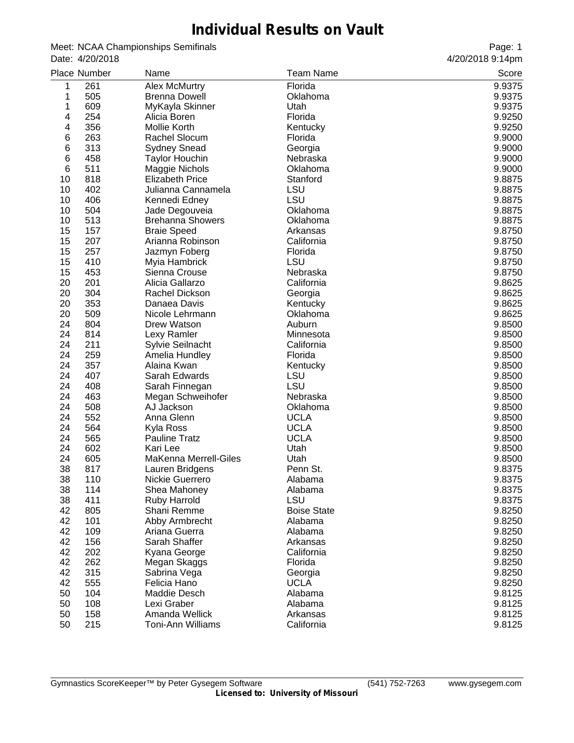# Individual Results on Vault

Meet: NCAA Championships Semifinals
Date: 4/20/2018

4/20/2018 9:14pm

| Place | Number | Name | Team Name | Score |
|---|---|---|---|---|
| 1 | 261 | Alex McMurtry | Florida | 9.9375 |
| 1 | 505 | Brenna Dowell | Oklahoma | 9.9375 |
| 1 | 609 | MyKayla Skinner | Utah | 9.9375 |
| 4 | 254 | Alicia Boren | Florida | 9.9250 |
| 4 | 356 | Mollie Korth | Kentucky | 9.9250 |
| 6 | 263 | Rachel Slocum | Florida | 9.9000 |
| 6 | 313 | Sydney Snead | Georgia | 9.9000 |
| 6 | 458 | Taylor Houchin | Nebraska | 9.9000 |
| 6 | 511 | Maggie Nichols | Oklahoma | 9.9000 |
| 10 | 818 | Elizabeth Price | Stanford | 9.8875 |
| 10 | 402 | Julianna Cannamela | LSU | 9.8875 |
| 10 | 406 | Kennedi Edney | LSU | 9.8875 |
| 10 | 504 | Jade Degouveia | Oklahoma | 9.8875 |
| 10 | 513 | Brehanna Showers | Oklahoma | 9.8875 |
| 15 | 157 | Braie Speed | Arkansas | 9.8750 |
| 15 | 207 | Arianna Robinson | California | 9.8750 |
| 15 | 257 | Jazmyn Foberg | Florida | 9.8750 |
| 15 | 410 | Myia Hambrick | LSU | 9.8750 |
| 15 | 453 | Sienna Crouse | Nebraska | 9.8750 |
| 20 | 201 | Alicia Gallarzo | California | 9.8625 |
| 20 | 304 | Rachel Dickson | Georgia | 9.8625 |
| 20 | 353 | Danaea Davis | Kentucky | 9.8625 |
| 20 | 509 | Nicole Lehrmann | Oklahoma | 9.8625 |
| 24 | 804 | Drew Watson | Auburn | 9.8500 |
| 24 | 814 | Lexy Ramler | Minnesota | 9.8500 |
| 24 | 211 | Sylvie Seilnacht | California | 9.8500 |
| 24 | 259 | Amelia Hundley | Florida | 9.8500 |
| 24 | 357 | Alaina Kwan | Kentucky | 9.8500 |
| 24 | 407 | Sarah Edwards | LSU | 9.8500 |
| 24 | 408 | Sarah Finnegan | LSU | 9.8500 |
| 24 | 463 | Megan Schweihofer | Nebraska | 9.8500 |
| 24 | 508 | AJ Jackson | Oklahoma | 9.8500 |
| 24 | 552 | Anna Glenn | UCLA | 9.8500 |
| 24 | 564 | Kyla Ross | UCLA | 9.8500 |
| 24 | 565 | Pauline Tratz | UCLA | 9.8500 |
| 24 | 602 | Kari Lee | Utah | 9.8500 |
| 24 | 605 | MaKenna Merrell-Giles | Utah | 9.8500 |
| 38 | 817 | Lauren Bridgens | Penn St. | 9.8375 |
| 38 | 110 | Nickie Guerrero | Alabama | 9.8375 |
| 38 | 114 | Shea Mahoney | Alabama | 9.8375 |
| 38 | 411 | Ruby Harrold | LSU | 9.8375 |
| 42 | 805 | Shani Remme | Boise State | 9.8250 |
| 42 | 101 | Abby Armbrecht | Alabama | 9.8250 |
| 42 | 109 | Ariana Guerra | Alabama | 9.8250 |
| 42 | 156 | Sarah Shaffer | Arkansas | 9.8250 |
| 42 | 202 | Kyana George | California | 9.8250 |
| 42 | 262 | Megan Skaggs | Florida | 9.8250 |
| 42 | 315 | Sabrina Vega | Georgia | 9.8250 |
| 42 | 555 | Felicia Hano | UCLA | 9.8250 |
| 50 | 104 | Maddie Desch | Alabama | 9.8125 |
| 50 | 108 | Lexi Graber | Alabama | 9.8125 |
| 50 | 158 | Amanda Wellick | Arkansas | 9.8125 |
| 50 | 215 | Toni-Ann Williams | California | 9.8125 |

Gymnastics ScoreKeeper™ by Peter Gysegem Software (541) 752-7263 www.gysegem.com
**Licensed to: University of Missouri**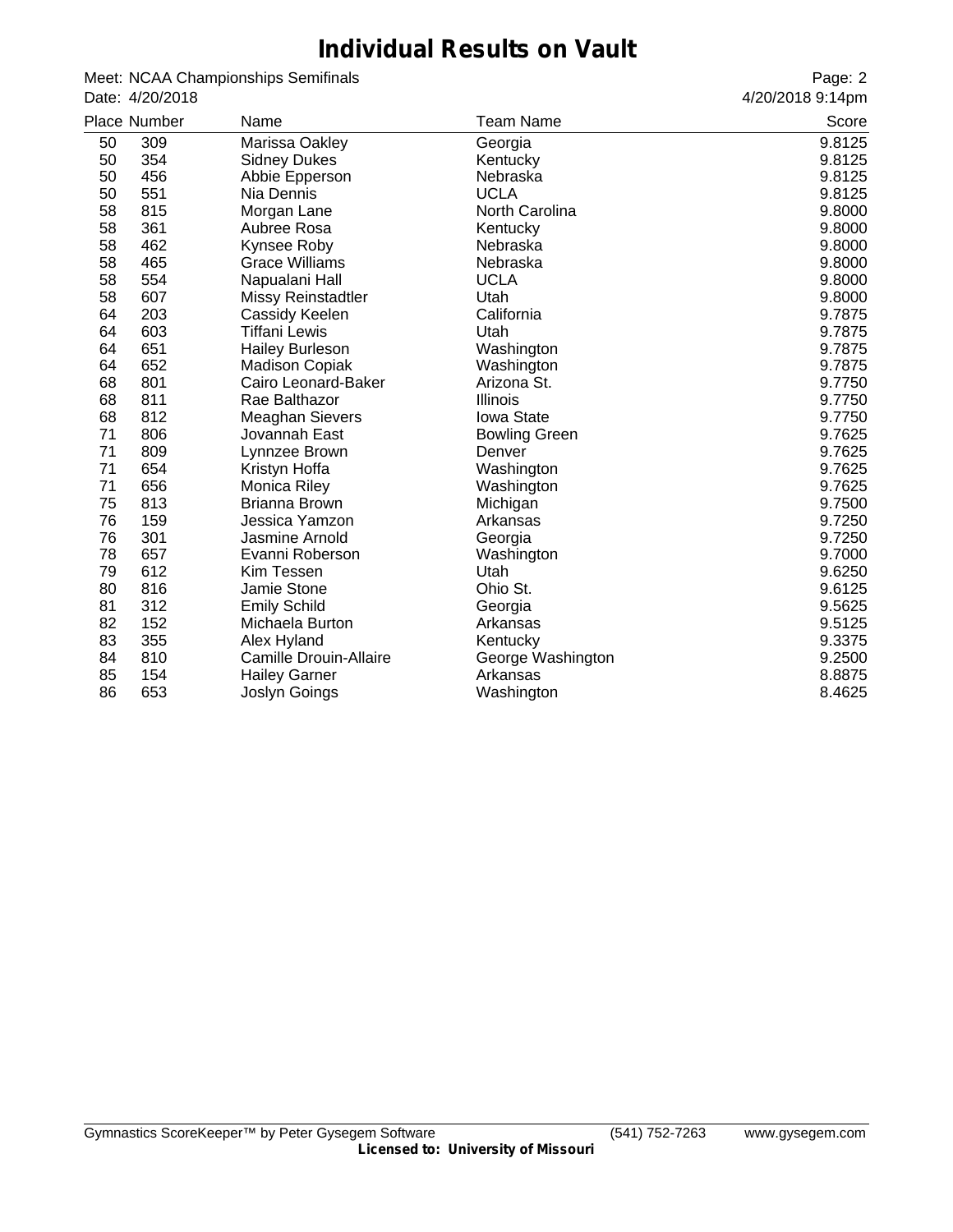# Individual Results on Vault

Meet: NCAA Championships Semifinals
Date: 4/20/2018

4/20/2018 9:14pm

| Place | Number | Name | Team Name | Score |
|---|---|---|---|---|
| 50 | 309 | Marissa Oakley | Georgia | 9.8125 |
| 50 | 354 | Sidney Dukes | Kentucky | 9.8125 |
| 50 | 456 | Abbie Epperson | Nebraska | 9.8125 |
| 50 | 551 | Nia Dennis | UCLA | 9.8125 |
| 58 | 815 | Morgan Lane | North Carolina | 9.8000 |
| 58 | 361 | Aubree Rosa | Kentucky | 9.8000 |
| 58 | 462 | Kynsee Roby | Nebraska | 9.8000 |
| 58 | 465 | Grace Williams | Nebraska | 9.8000 |
| 58 | 554 | Napualani Hall | UCLA | 9.8000 |
| 58 | 607 | Missy Reinstadtler | Utah | 9.8000 |
| 64 | 203 | Cassidy Keelen | California | 9.7875 |
| 64 | 603 | Tiffani Lewis | Utah | 9.7875 |
| 64 | 651 | Hailey Burleson | Washington | 9.7875 |
| 64 | 652 | Madison Copiak | Washington | 9.7875 |
| 68 | 801 | Cairo Leonard-Baker | Arizona St. | 9.7750 |
| 68 | 811 | Rae Balthazor | Illinois | 9.7750 |
| 68 | 812 | Meaghan Sievers | Iowa State | 9.7750 |
| 71 | 806 | Jovannah East | Bowling Green | 9.7625 |
| 71 | 809 | Lynnzee Brown | Denver | 9.7625 |
| 71 | 654 | Kristyn Hoffa | Washington | 9.7625 |
| 71 | 656 | Monica Riley | Washington | 9.7625 |
| 75 | 813 | Brianna Brown | Michigan | 9.7500 |
| 76 | 159 | Jessica Yamzon | Arkansas | 9.7250 |
| 76 | 301 | Jasmine Arnold | Georgia | 9.7250 |
| 78 | 657 | Evanni Roberson | Washington | 9.7000 |
| 79 | 612 | Kim Tessen | Utah | 9.6250 |
| 80 | 816 | Jamie Stone | Ohio St. | 9.6125 |
| 81 | 312 | Emily Schild | Georgia | 9.5625 |
| 82 | 152 | Michaela Burton | Arkansas | 9.5125 |
| 83 | 355 | Alex Hyland | Kentucky | 9.3375 |
| 84 | 810 | Camille Drouin-Allaire | George Washington | 9.2500 |
| 85 | 154 | Hailey Garner | Arkansas | 8.8875 |
| 86 | 653 | Joslyn Goings | Washington | 8.4625 |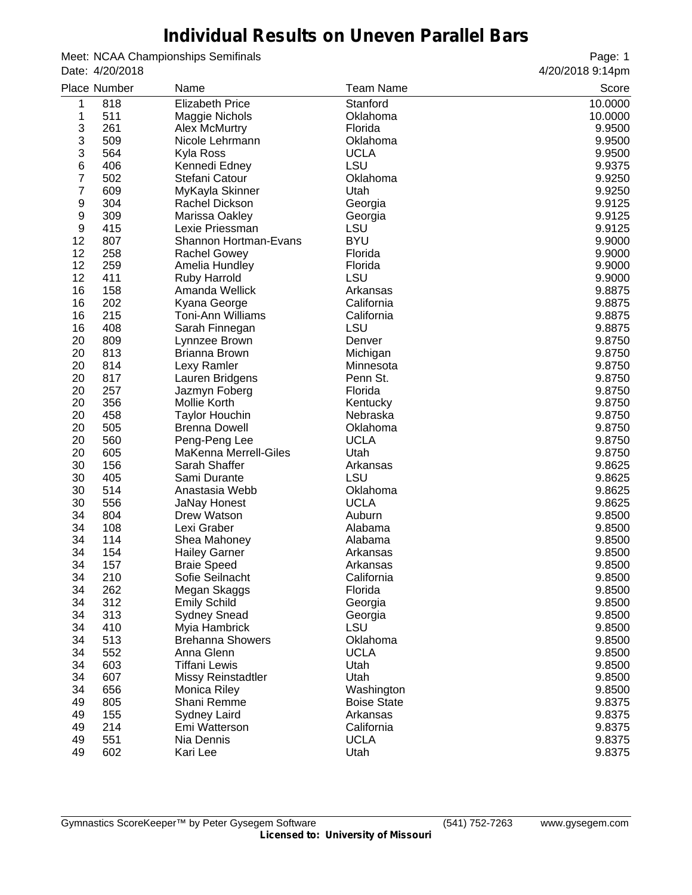# Individual Results on Uneven Parallel Bars

Meet: NCAA Championships Semifinals
Date: 4/20/2018

4/20/2018 9:14pm

| Place | Number | Name | Team Name | Score |
|---|---|---|---|---|
| 1 | 818 | Elizabeth Price | Stanford | 10.0000 |
| 1 | 511 | Maggie Nichols | Oklahoma | 10.0000 |
| 3 | 261 | Alex McMurtry | Florida | 9.9500 |
| 3 | 509 | Nicole Lehrmann | Oklahoma | 9.9500 |
| 3 | 564 | Kyla Ross | UCLA | 9.9500 |
| 6 | 406 | Kennedi Edney | LSU | 9.9375 |
| 7 | 502 | Stefani Catour | Oklahoma | 9.9250 |
| 7 | 609 | MyKayla Skinner | Utah | 9.9250 |
| 9 | 304 | Rachel Dickson | Georgia | 9.9125 |
| 9 | 309 | Marissa Oakley | Georgia | 9.9125 |
| 9 | 415 | Lexie Priessman | LSU | 9.9125 |
| 12 | 807 | Shannon Hortman-Evans | BYU | 9.9000 |
| 12 | 258 | Rachel Gowey | Florida | 9.9000 |
| 12 | 259 | Amelia Hundley | Florida | 9.9000 |
| 12 | 411 | Ruby Harrold | LSU | 9.9000 |
| 16 | 158 | Amanda Wellick | Arkansas | 9.8875 |
| 16 | 202 | Kyana George | California | 9.8875 |
| 16 | 215 | Toni-Ann Williams | California | 9.8875 |
| 16 | 408 | Sarah Finnegan | LSU | 9.8875 |
| 20 | 809 | Lynnzee Brown | Denver | 9.8750 |
| 20 | 813 | Brianna Brown | Michigan | 9.8750 |
| 20 | 814 | Lexy Ramler | Minnesota | 9.8750 |
| 20 | 817 | Lauren Bridgens | Penn St. | 9.8750 |
| 20 | 257 | Jazmyn Foberg | Florida | 9.8750 |
| 20 | 356 | Mollie Korth | Kentucky | 9.8750 |
| 20 | 458 | Taylor Houchin | Nebraska | 9.8750 |
| 20 | 505 | Brenna Dowell | Oklahoma | 9.8750 |
| 20 | 560 | Peng-Peng Lee | UCLA | 9.8750 |
| 20 | 605 | MaKenna Merrell-Giles | Utah | 9.8750 |
| 30 | 156 | Sarah Shaffer | Arkansas | 9.8625 |
| 30 | 405 | Sami Durante | LSU | 9.8625 |
| 30 | 514 | Anastasia Webb | Oklahoma | 9.8625 |
| 30 | 556 | JaNay Honest | UCLA | 9.8625 |
| 34 | 804 | Drew Watson | Auburn | 9.8500 |
| 34 | 108 | Lexi Graber | Alabama | 9.8500 |
| 34 | 114 | Shea Mahoney | Alabama | 9.8500 |
| 34 | 154 | Hailey Garner | Arkansas | 9.8500 |
| 34 | 157 | Braie Speed | Arkansas | 9.8500 |
| 34 | 210 | Sofie Seilnacht | California | 9.8500 |
| 34 | 262 | Megan Skaggs | Florida | 9.8500 |
| 34 | 312 | Emily Schild | Georgia | 9.8500 |
| 34 | 313 | Sydney Snead | Georgia | 9.8500 |
| 34 | 410 | Myia Hambrick | LSU | 9.8500 |
| 34 | 513 | Brehanna Showers | Oklahoma | 9.8500 |
| 34 | 552 | Anna Glenn | UCLA | 9.8500 |
| 34 | 603 | Tiffani Lewis | Utah | 9.8500 |
| 34 | 607 | Missy Reinstadtler | Utah | 9.8500 |
| 34 | 656 | Monica Riley | Washington | 9.8500 |
| 49 | 805 | Shani Remme | Boise State | 9.8375 |
| 49 | 155 | Sydney Laird | Arkansas | 9.8375 |
| 49 | 214 | Emi Watterson | California | 9.8375 |
| 49 | 551 | Nia Dennis | UCLA | 9.8375 |
| 49 | 602 | Kari Lee | Utah | 9.8375 |

Gymnastics ScoreKeeper™ by Peter Gysegem Software (541) 752-7263 www.gysegem.com
**Licensed to: University of Missouri**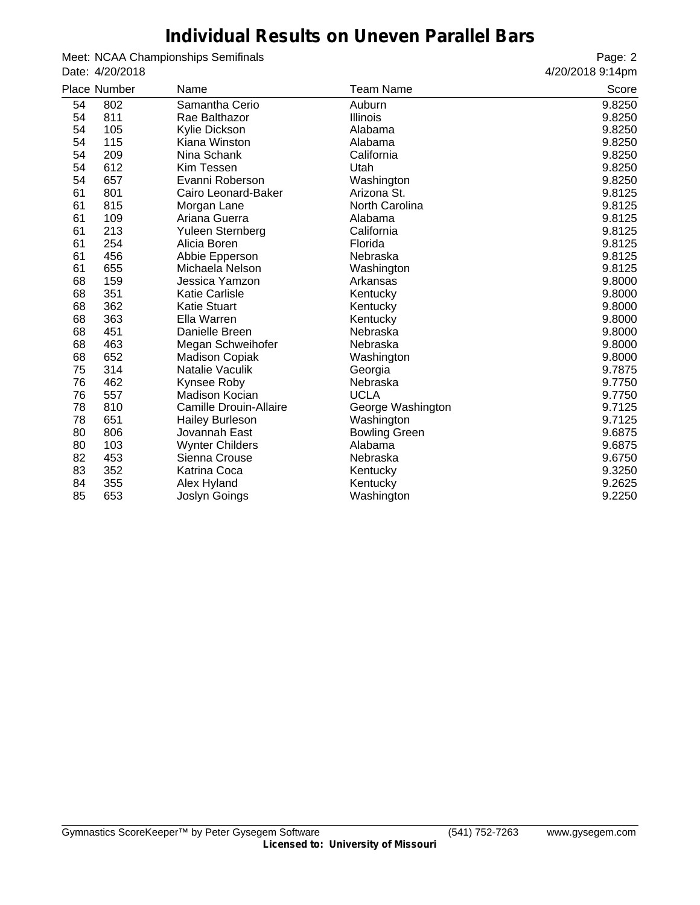# Individual Results on Uneven Parallel Bars

Meet: NCAA Championships Semifinals
Date: 4/20/2018

Page: 2
4/20/2018 9:14pm

| Place | Number | Name | Team Name | Score |
|---|---|---|---|---|
| 54 | 802 | Samantha Cerio | Auburn | 9.8250 |
| 54 | 811 | Rae Balthazor | Illinois | 9.8250 |
| 54 | 105 | Kylie Dickson | Alabama | 9.8250 |
| 54 | 115 | Kiana Winston | Alabama | 9.8250 |
| 54 | 209 | Nina Schank | California | 9.8250 |
| 54 | 612 | Kim Tessen | Utah | 9.8250 |
| 54 | 657 | Evanni Roberson | Washington | 9.8250 |
| 61 | 801 | Cairo Leonard-Baker | Arizona St. | 9.8125 |
| 61 | 815 | Morgan Lane | North Carolina | 9.8125 |
| 61 | 109 | Ariana Guerra | Alabama | 9.8125 |
| 61 | 213 | Yuleen Sternberg | California | 9.8125 |
| 61 | 254 | Alicia Boren | Florida | 9.8125 |
| 61 | 456 | Abbie Epperson | Nebraska | 9.8125 |
| 61 | 655 | Michaela Nelson | Washington | 9.8125 |
| 68 | 159 | Jessica Yamzon | Arkansas | 9.8000 |
| 68 | 351 | Katie Carlisle | Kentucky | 9.8000 |
| 68 | 362 | Katie Stuart | Kentucky | 9.8000 |
| 68 | 363 | Ella Warren | Kentucky | 9.8000 |
| 68 | 451 | Danielle Breen | Nebraska | 9.8000 |
| 68 | 463 | Megan Schweihofer | Nebraska | 9.8000 |
| 68 | 652 | Madison Copiak | Washington | 9.8000 |
| 75 | 314 | Natalie Vaculik | Georgia | 9.7875 |
| 76 | 462 | Kynsee Roby | Nebraska | 9.7750 |
| 76 | 557 | Madison Kocian | UCLA | 9.7750 |
| 78 | 810 | Camille Drouin-Allaire | George Washington | 9.7125 |
| 78 | 651 | Hailey Burleson | Washington | 9.7125 |
| 80 | 806 | Jovannah East | Bowling Green | 9.6875 |
| 80 | 103 | Wynter Childers | Alabama | 9.6875 |
| 82 | 453 | Sienna Crouse | Nebraska | 9.6750 |
| 83 | 352 | Katrina Coca | Kentucky | 9.3250 |
| 84 | 355 | Alex Hyland | Kentucky | 9.2625 |
| 85 | 653 | Joslyn Goings | Washington | 9.2250 |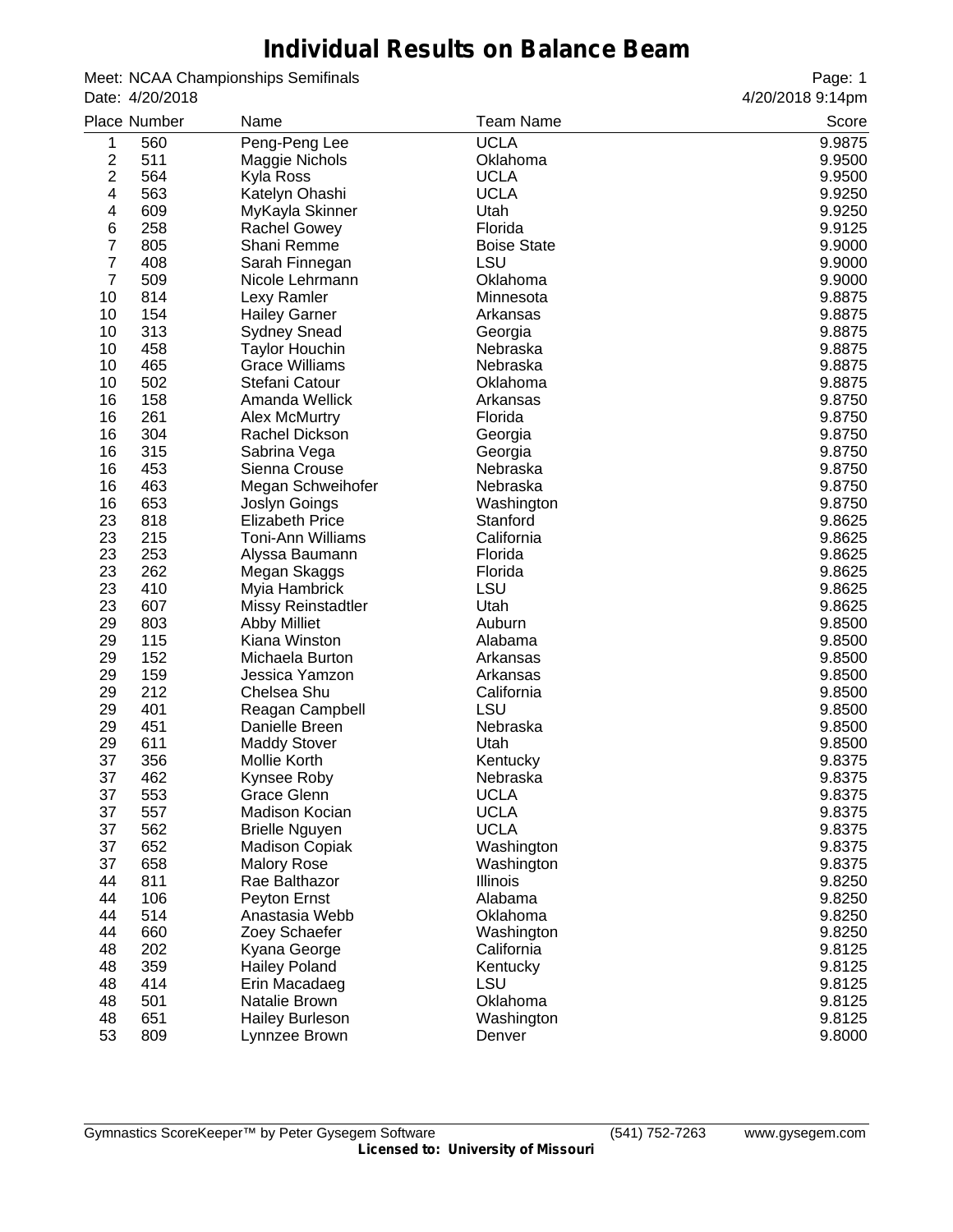# Individual Results on Balance Beam

Meet: NCAA Championships Semifinals
Date: 4/20/2018

4/20/2018 9:14pm

| Place | Number | Name | Team Name | Score |
|---|---|---|---|---|
| 1 | 560 | Peng-Peng Lee | UCLA | 9.9875 |
| 2 | 511 | Maggie Nichols | Oklahoma | 9.9500 |
| 2 | 564 | Kyla Ross | UCLA | 9.9500 |
| 4 | 563 | Katelyn Ohashi | UCLA | 9.9250 |
| 4 | 609 | MyKayla Skinner | Utah | 9.9250 |
| 6 | 258 | Rachel Gowey | Florida | 9.9125 |
| 7 | 805 | Shani Remme | Boise State | 9.9000 |
| 7 | 408 | Sarah Finnegan | LSU | 9.9000 |
| 7 | 509 | Nicole Lehrmann | Oklahoma | 9.9000 |
| 10 | 814 | Lexy Ramler | Minnesota | 9.8875 |
| 10 | 154 | Hailey Garner | Arkansas | 9.8875 |
| 10 | 313 | Sydney Snead | Georgia | 9.8875 |
| 10 | 458 | Taylor Houchin | Nebraska | 9.8875 |
| 10 | 465 | Grace Williams | Nebraska | 9.8875 |
| 10 | 502 | Stefani Catour | Oklahoma | 9.8875 |
| 16 | 158 | Amanda Wellick | Arkansas | 9.8750 |
| 16 | 261 | Alex McMurtry | Florida | 9.8750 |
| 16 | 304 | Rachel Dickson | Georgia | 9.8750 |
| 16 | 315 | Sabrina Vega | Georgia | 9.8750 |
| 16 | 453 | Sienna Crouse | Nebraska | 9.8750 |
| 16 | 463 | Megan Schweihofer | Nebraska | 9.8750 |
| 16 | 653 | Joslyn Goings | Washington | 9.8750 |
| 23 | 818 | Elizabeth Price | Stanford | 9.8625 |
| 23 | 215 | Toni-Ann Williams | California | 9.8625 |
| 23 | 253 | Alyssa Baumann | Florida | 9.8625 |
| 23 | 262 | Megan Skaggs | Florida | 9.8625 |
| 23 | 410 | Myia Hambrick | LSU | 9.8625 |
| 23 | 607 | Missy Reinstadtler | Utah | 9.8625 |
| 29 | 803 | Abby Milliet | Auburn | 9.8500 |
| 29 | 115 | Kiana Winston | Alabama | 9.8500 |
| 29 | 152 | Michaela Burton | Arkansas | 9.8500 |
| 29 | 159 | Jessica Yamzon | Arkansas | 9.8500 |
| 29 | 212 | Chelsea Shu | California | 9.8500 |
| 29 | 401 | Reagan Campbell | LSU | 9.8500 |
| 29 | 451 | Danielle Breen | Nebraska | 9.8500 |
| 29 | 611 | Maddy Stover | Utah | 9.8500 |
| 37 | 356 | Mollie Korth | Kentucky | 9.8375 |
| 37 | 462 | Kynsee Roby | Nebraska | 9.8375 |
| 37 | 553 | Grace Glenn | UCLA | 9.8375 |
| 37 | 557 | Madison Kocian | UCLA | 9.8375 |
| 37 | 562 | Brielle Nguyen | UCLA | 9.8375 |
| 37 | 652 | Madison Copiak | Washington | 9.8375 |
| 37 | 658 | Malory Rose | Washington | 9.8375 |
| 44 | 811 | Rae Balthazor | Illinois | 9.8250 |
| 44 | 106 | Peyton Ernst | Alabama | 9.8250 |
| 44 | 514 | Anastasia Webb | Oklahoma | 9.8250 |
| 44 | 660 | Zoey Schaefer | Washington | 9.8250 |
| 48 | 202 | Kyana George | California | 9.8125 |
| 48 | 359 | Hailey Poland | Kentucky | 9.8125 |
| 48 | 414 | Erin Macadaeg | LSU | 9.8125 |
| 48 | 501 | Natalie Brown | Oklahoma | 9.8125 |
| 48 | 651 | Hailey Burleson | Washington | 9.8125 |
| 53 | 809 | Lynnzee Brown | Denver | 9.8000 |

Gymnastics ScoreKeeper™ by Peter Gysegem Software (541) 752-7263 www.gysegem.com
**Licensed to: University of Missouri**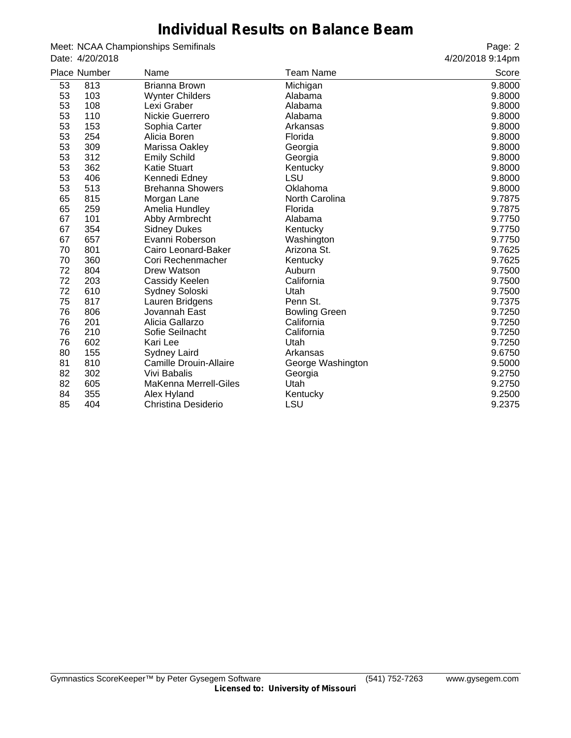# Individual Results on Balance Beam

Meet: NCAA Championships Semifinals
Date: 4/20/2018

4/20/2018 9:14pm

| Place | Number | Name | Team Name | Score |
|---|---|---|---|---|
| 53 | 813 | Brianna Brown | Michigan | 9.8000 |
| 53 | 103 | Wynter Childers | Alabama | 9.8000 |
| 53 | 108 | Lexi Graber | Alabama | 9.8000 |
| 53 | 110 | Nickie Guerrero | Alabama | 9.8000 |
| 53 | 153 | Sophia Carter | Arkansas | 9.8000 |
| 53 | 254 | Alicia Boren | Florida | 9.8000 |
| 53 | 309 | Marissa Oakley | Georgia | 9.8000 |
| 53 | 312 | Emily Schild | Georgia | 9.8000 |
| 53 | 362 | Katie Stuart | Kentucky | 9.8000 |
| 53 | 406 | Kennedi Edney | LSU | 9.8000 |
| 53 | 513 | Brehanna Showers | Oklahoma | 9.8000 |
| 65 | 815 | Morgan Lane | North Carolina | 9.7875 |
| 65 | 259 | Amelia Hundley | Florida | 9.7875 |
| 67 | 101 | Abby Armbrecht | Alabama | 9.7750 |
| 67 | 354 | Sidney Dukes | Kentucky | 9.7750 |
| 67 | 657 | Evanni Roberson | Washington | 9.7750 |
| 70 | 801 | Cairo Leonard-Baker | Arizona St. | 9.7625 |
| 70 | 360 | Cori Rechenmacher | Kentucky | 9.7625 |
| 72 | 804 | Drew Watson | Auburn | 9.7500 |
| 72 | 203 | Cassidy Keelen | California | 9.7500 |
| 72 | 610 | Sydney Soloski | Utah | 9.7500 |
| 75 | 817 | Lauren Bridgens | Penn St. | 9.7375 |
| 76 | 806 | Jovannah East | Bowling Green | 9.7250 |
| 76 | 201 | Alicia Gallarzo | California | 9.7250 |
| 76 | 210 | Sofie Seilnacht | California | 9.7250 |
| 76 | 602 | Kari Lee | Utah | 9.7250 |
| 80 | 155 | Sydney Laird | Arkansas | 9.6750 |
| 81 | 810 | Camille Drouin-Allaire | George Washington | 9.5000 |
| 82 | 302 | Vivi Babalis | Georgia | 9.2750 |
| 82 | 605 | MaKenna Merrell-Giles | Utah | 9.2750 |
| 84 | 355 | Alex Hyland | Kentucky | 9.2500 |
| 85 | 404 | Christina Desiderio | LSU | 9.2375 |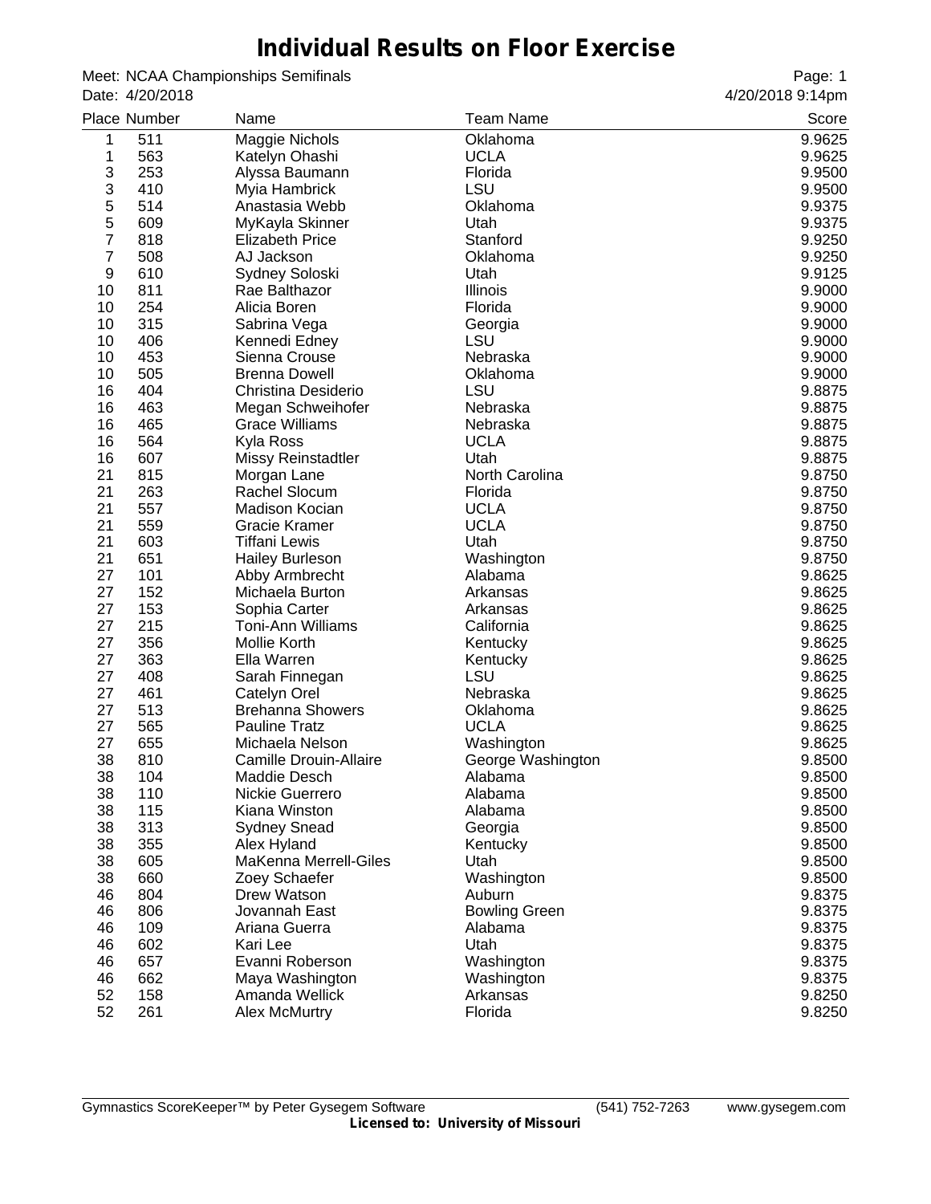# Individual Results on Floor Exercise

Meet: NCAA Championships Semifinals
Date: 4/20/2018

4/20/2018 9:14pm

| Place | Number | Name | Team Name | Score |
|---|---|---|---|---|
| 1 | 511 | Maggie Nichols | Oklahoma | 9.9625 |
| 1 | 563 | Katelyn Ohashi | UCLA | 9.9625 |
| 3 | 253 | Alyssa Baumann | Florida | 9.9500 |
| 3 | 410 | Myia Hambrick | LSU | 9.9500 |
| 5 | 514 | Anastasia Webb | Oklahoma | 9.9375 |
| 5 | 609 | MyKayla Skinner | Utah | 9.9375 |
| 7 | 818 | Elizabeth Price | Stanford | 9.9250 |
| 7 | 508 | AJ Jackson | Oklahoma | 9.9250 |
| 9 | 610 | Sydney Soloski | Utah | 9.9125 |
| 10 | 811 | Rae Balthazor | Illinois | 9.9000 |
| 10 | 254 | Alicia Boren | Florida | 9.9000 |
| 10 | 315 | Sabrina Vega | Georgia | 9.9000 |
| 10 | 406 | Kennedi Edney | LSU | 9.9000 |
| 10 | 453 | Sienna Crouse | Nebraska | 9.9000 |
| 10 | 505 | Brenna Dowell | Oklahoma | 9.9000 |
| 16 | 404 | Christina Desiderio | LSU | 9.8875 |
| 16 | 463 | Megan Schweihofer | Nebraska | 9.8875 |
| 16 | 465 | Grace Williams | Nebraska | 9.8875 |
| 16 | 564 | Kyla Ross | UCLA | 9.8875 |
| 16 | 607 | Missy Reinstadtler | Utah | 9.8875 |
| 21 | 815 | Morgan Lane | North Carolina | 9.8750 |
| 21 | 263 | Rachel Slocum | Florida | 9.8750 |
| 21 | 557 | Madison Kocian | UCLA | 9.8750 |
| 21 | 559 | Gracie Kramer | UCLA | 9.8750 |
| 21 | 603 | Tiffani Lewis | Utah | 9.8750 |
| 21 | 651 | Hailey Burleson | Washington | 9.8750 |
| 27 | 101 | Abby Armbrecht | Alabama | 9.8625 |
| 27 | 152 | Michaela Burton | Arkansas | 9.8625 |
| 27 | 153 | Sophia Carter | Arkansas | 9.8625 |
| 27 | 215 | Toni-Ann Williams | California | 9.8625 |
| 27 | 356 | Mollie Korth | Kentucky | 9.8625 |
| 27 | 363 | Ella Warren | Kentucky | 9.8625 |
| 27 | 408 | Sarah Finnegan | LSU | 9.8625 |
| 27 | 461 | Catelyn Orel | Nebraska | 9.8625 |
| 27 | 513 | Brehanna Showers | Oklahoma | 9.8625 |
| 27 | 565 | Pauline Tratz | UCLA | 9.8625 |
| 27 | 655 | Michaela Nelson | Washington | 9.8625 |
| 38 | 810 | Camille Drouin-Allaire | George Washington | 9.8500 |
| 38 | 104 | Maddie Desch | Alabama | 9.8500 |
| 38 | 110 | Nickie Guerrero | Alabama | 9.8500 |
| 38 | 115 | Kiana Winston | Alabama | 9.8500 |
| 38 | 313 | Sydney Snead | Georgia | 9.8500 |
| 38 | 355 | Alex Hyland | Kentucky | 9.8500 |
| 38 | 605 | MaKenna Merrell-Giles | Utah | 9.8500 |
| 38 | 660 | Zoey Schaefer | Washington | 9.8500 |
| 46 | 804 | Drew Watson | Auburn | 9.8375 |
| 46 | 806 | Jovannah East | Bowling Green | 9.8375 |
| 46 | 109 | Ariana Guerra | Alabama | 9.8375 |
| 46 | 602 | Kari Lee | Utah | 9.8375 |
| 46 | 657 | Evanni Roberson | Washington | 9.8375 |
| 46 | 662 | Maya Washington | Washington | 9.8375 |
| 52 | 158 | Amanda Wellick | Arkansas | 9.8250 |
| 52 | 261 | Alex McMurtry | Florida | 9.8250 |

Gymnastics ScoreKeeper™ by Peter Gysegem Software (541) 752-7263 www.gysegem.com
**Licensed to: University of Missouri**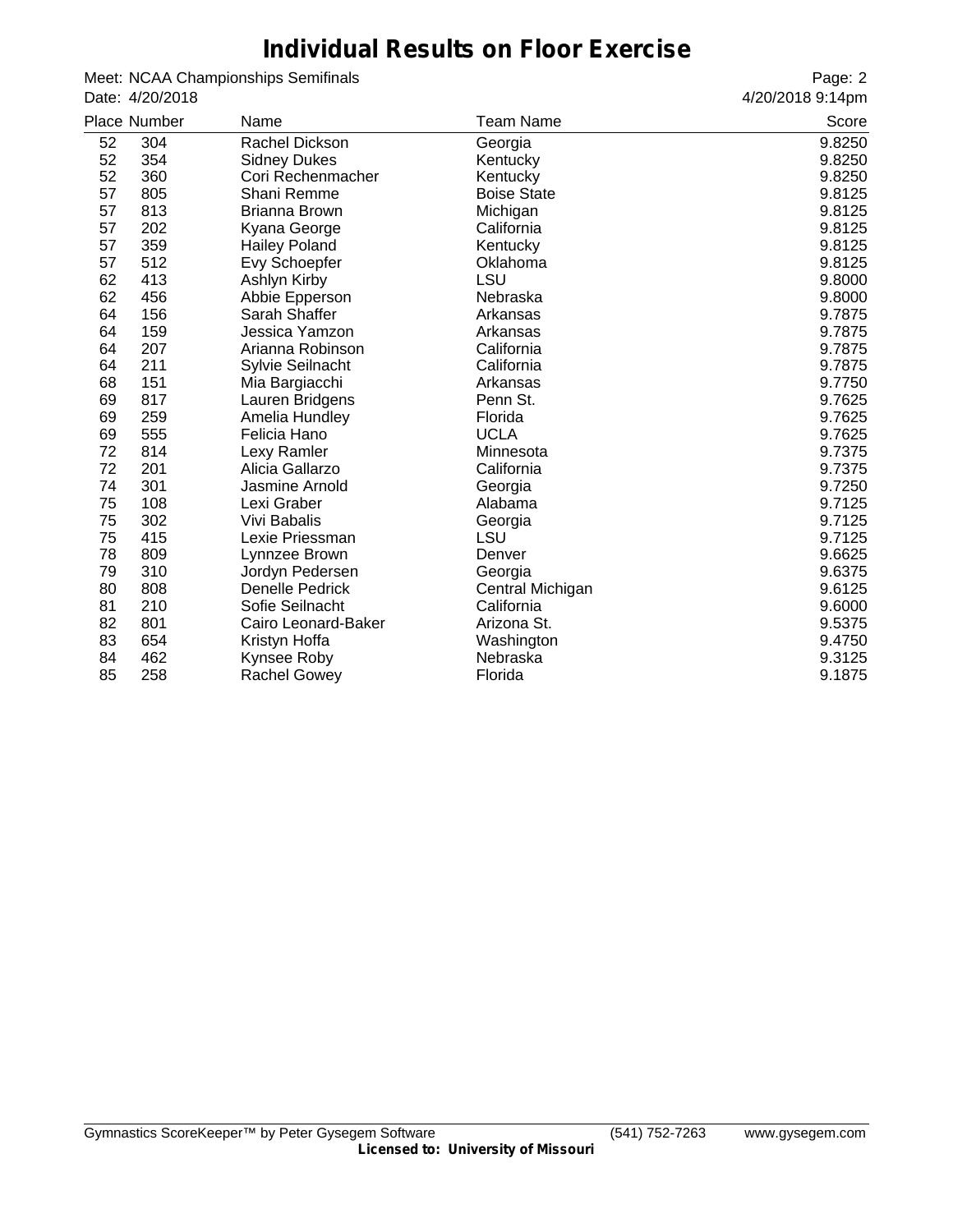# Individual Results on Floor Exercise

Meet: NCAA Championships Semifinals
Date: 4/20/2018

4/20/2018 9:14pm

| Place | Number | Name | Team Name | Score |
|---|---|---|---|---|
| 52 | 304 | Rachel Dickson | Georgia | 9.8250 |
| 52 | 354 | Sidney Dukes | Kentucky | 9.8250 |
| 52 | 360 | Cori Rechenmacher | Kentucky | 9.8250 |
| 57 | 805 | Shani Remme | Boise State | 9.8125 |
| 57 | 813 | Brianna Brown | Michigan | 9.8125 |
| 57 | 202 | Kyana George | California | 9.8125 |
| 57 | 359 | Hailey Poland | Kentucky | 9.8125 |
| 57 | 512 | Evy Schoepfer | Oklahoma | 9.8125 |
| 62 | 413 | Ashlyn Kirby | LSU | 9.8000 |
| 62 | 456 | Abbie Epperson | Nebraska | 9.8000 |
| 64 | 156 | Sarah Shaffer | Arkansas | 9.7875 |
| 64 | 159 | Jessica Yamzon | Arkansas | 9.7875 |
| 64 | 207 | Arianna Robinson | California | 9.7875 |
| 64 | 211 | Sylvie Seilnacht | California | 9.7875 |
| 68 | 151 | Mia Bargiacchi | Arkansas | 9.7750 |
| 69 | 817 | Lauren Bridgens | Penn St. | 9.7625 |
| 69 | 259 | Amelia Hundley | Florida | 9.7625 |
| 69 | 555 | Felicia Hano | UCLA | 9.7625 |
| 72 | 814 | Lexy Ramler | Minnesota | 9.7375 |
| 72 | 201 | Alicia Gallarzo | California | 9.7375 |
| 74 | 301 | Jasmine Arnold | Georgia | 9.7250 |
| 75 | 108 | Lexi Graber | Alabama | 9.7125 |
| 75 | 302 | Vivi Babalis | Georgia | 9.7125 |
| 75 | 415 | Lexie Priessman | LSU | 9.7125 |
| 78 | 809 | Lynnzee Brown | Denver | 9.6625 |
| 79 | 310 | Jordyn Pedersen | Georgia | 9.6375 |
| 80 | 808 | Denelle Pedrick | Central Michigan | 9.6125 |
| 81 | 210 | Sofie Seilnacht | California | 9.6000 |
| 82 | 801 | Cairo Leonard-Baker | Arizona St. | 9.5375 |
| 83 | 654 | Kristyn Hoffa | Washington | 9.4750 |
| 84 | 462 | Kynsee Roby | Nebraska | 9.3125 |
| 85 | 258 | Rachel Gowey | Florida | 9.1875 |